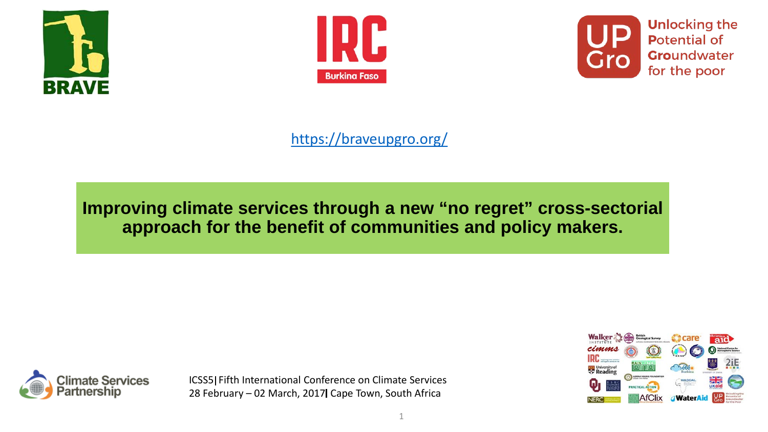https://braveupgro.org/

# Improving climate services through a new "no regret" cross-sectorial approach for the benefit of communities and policy makers.

ICSS5| Fifth International Conference on Climate Services
28 February – 02 March, 2017| Cape Town, South Africa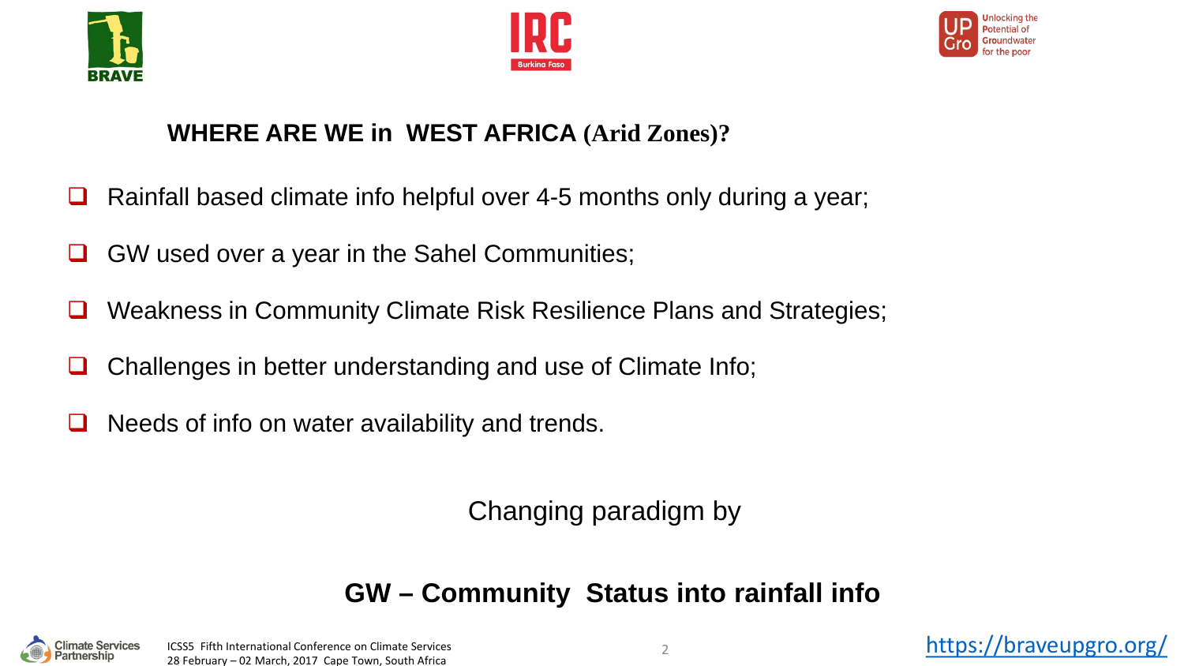## WHERE ARE WE in WEST AFRICA (Arid Zones)?

- Rainfall based climate info helpful over 4-5 months only during a year;
- GW used over a year in the Sahel Communities;
- Weakness in Community Climate Risk Resilience Plans and Strategies;
- Challenges in better understanding and use of Climate Info;
- Needs of info on water availability and trends.

Changing paradigm by

**GW – Community Status into rainfall info**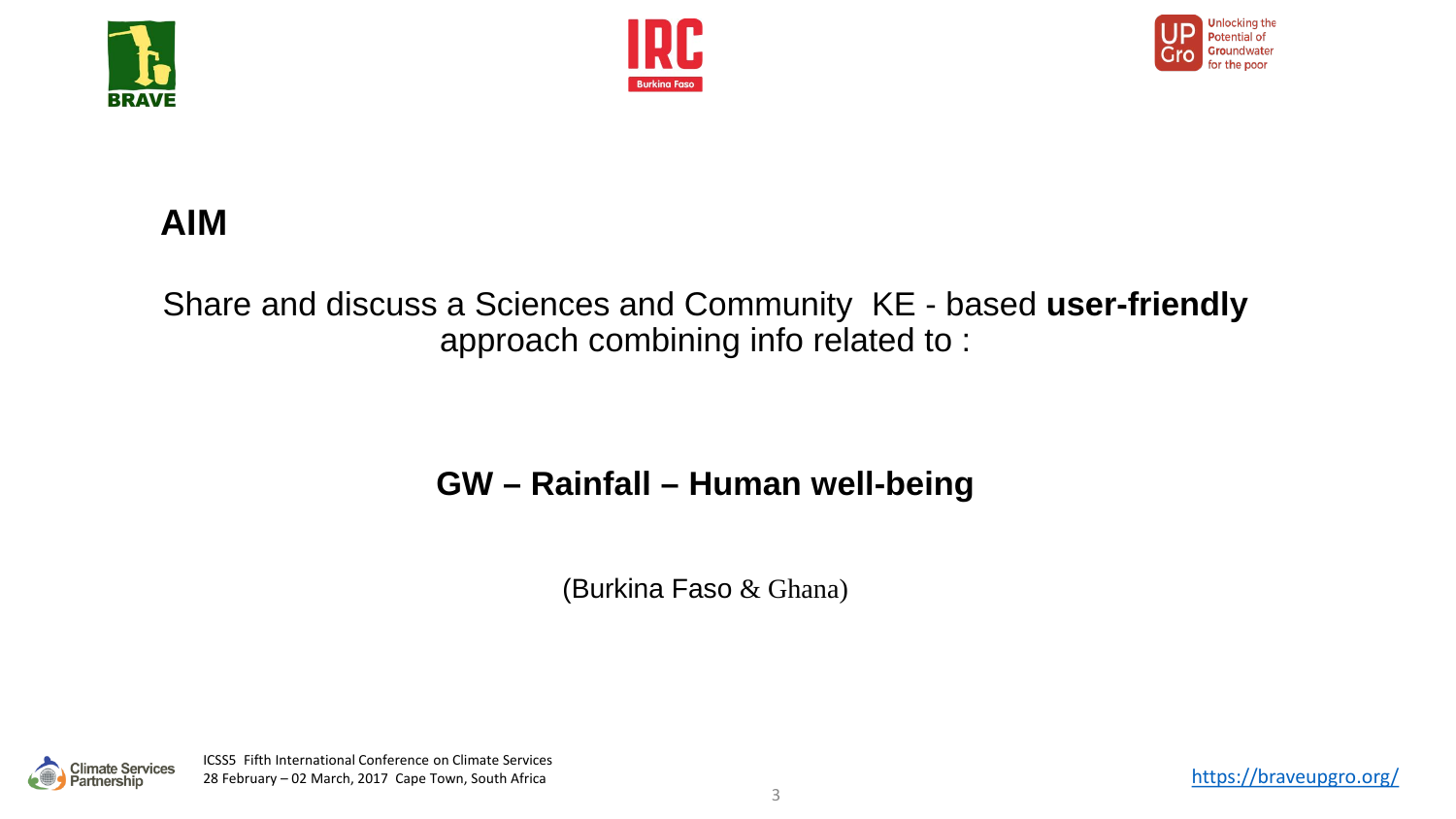# AIM

Share and discuss a Sciences and Community KE - based **user-friendly** approach combining info related to :

**GW – Rainfall – Human well-being**

(Burkina Faso & Ghana)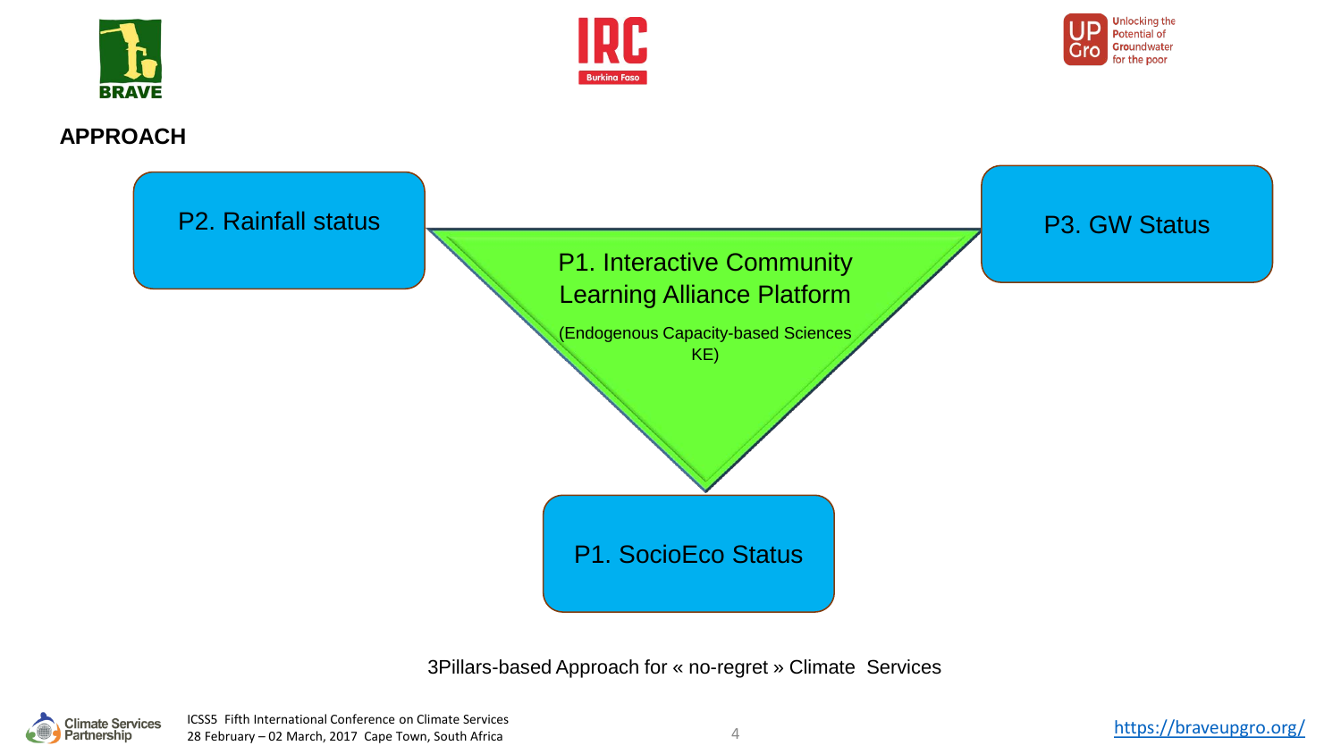## APPROACH

P2. Rainfall status

P1. Interactive Community Learning Alliance Platform

(Endogenous Capacity-based Sciences KE)

P3. GW Status

P1. SocioEco Status

3Pillars-based Approach for « no-regret » Climate Services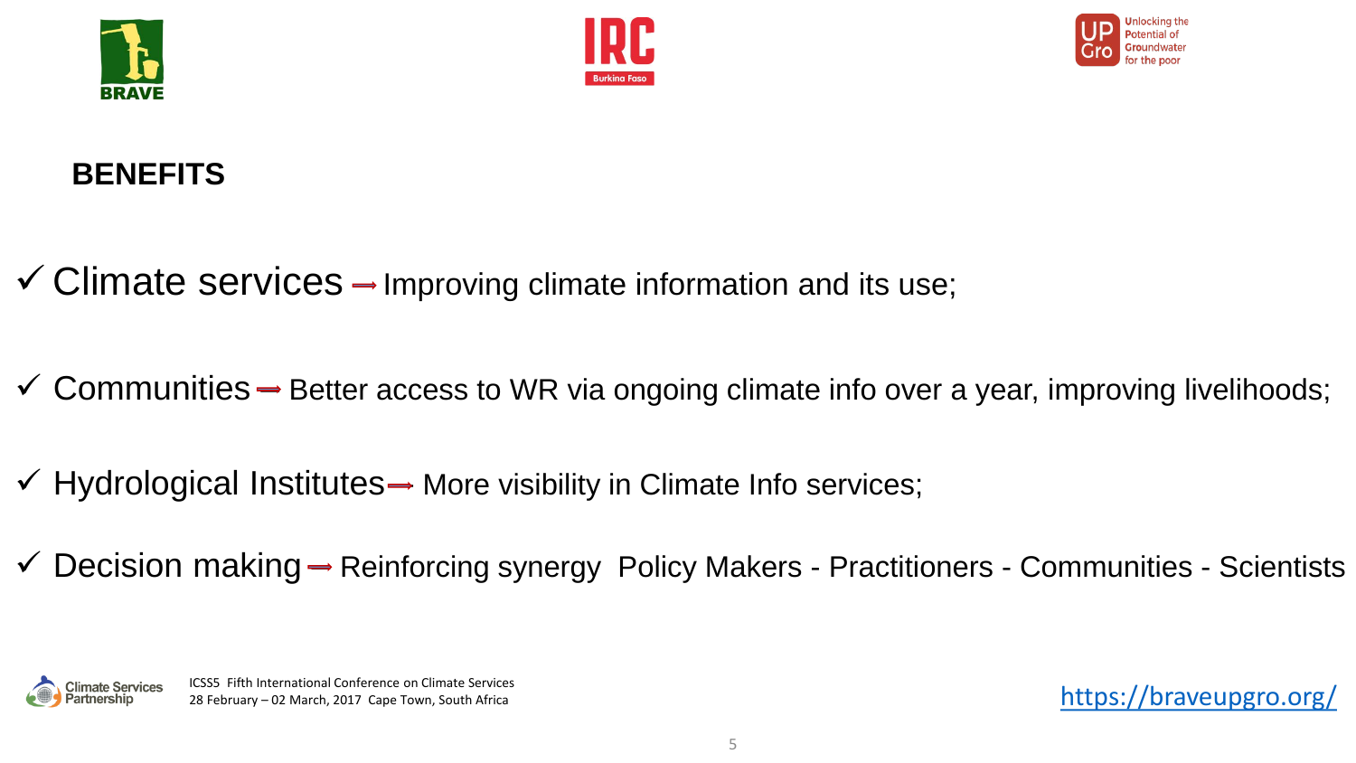## BENEFITS

- ✓ Climate services → Improving climate information and its use;
- ✓ Communities → Better access to WR via ongoing climate info over a year, improving livelihoods;
- ✓ Hydrological Institutes → More visibility in Climate Info services;
- ✓ Decision making → Reinforcing synergy Policy Makers - Practitioners - Communities - Scientists

https://braveupgro.org/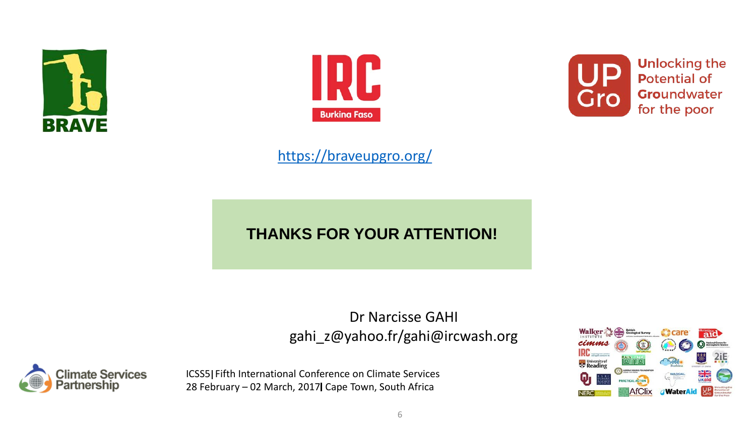BRAVE

IRC Burkina Faso

UP Gro — Unlocking the Potential of Groundwater for the poor

https://braveupgro.org/

**THANKS FOR YOUR ATTENTION!**

Dr Narcisse GAHI
gahi_z@yahoo.fr/gahi@ircwash.org

Climate Services Partnership

ICSS5| Fifth International Conference on Climate Services
28 February – 02 March, 2017| Cape Town, South Africa